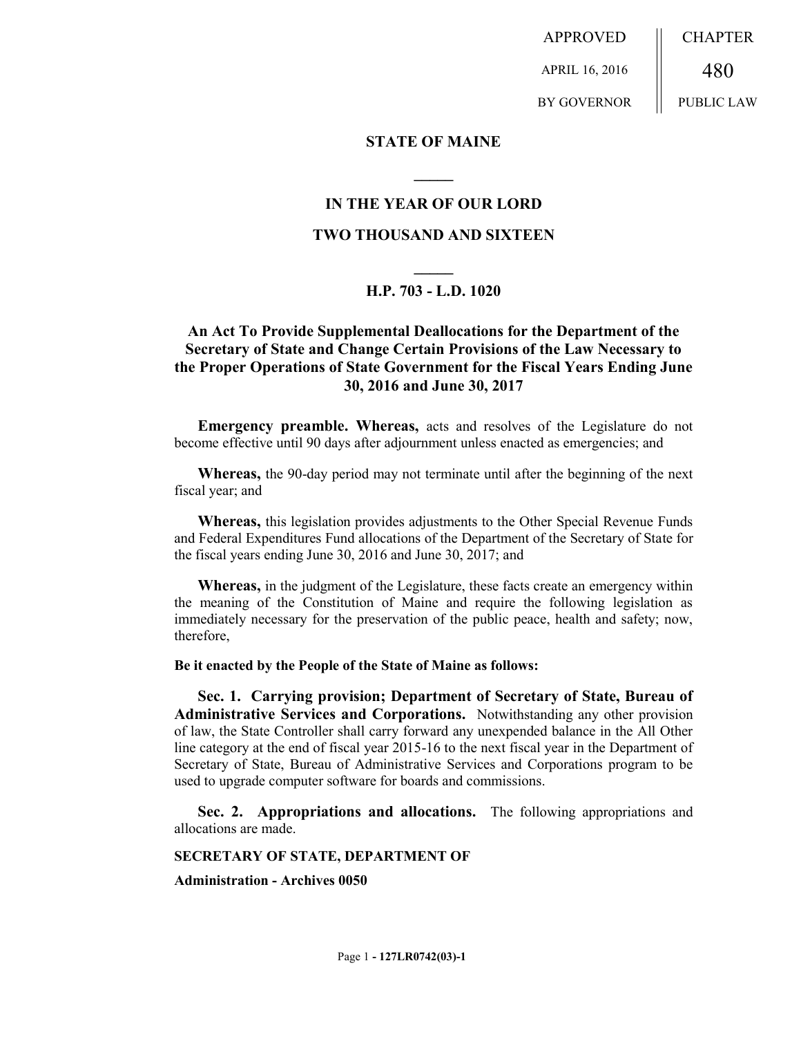| APPROVED | CHAPTER |
| --- | --- |
| APRIL 16, 2016 | 480 |
| BY GOVERNOR | PUBLIC LAW |

**STATE OF MAINE**

**IN THE YEAR OF OUR LORD**

**TWO THOUSAND AND SIXTEEN**

**H.P. 703 - L.D. 1020**

## An Act To Provide Supplemental Deallocations for the Department of the Secretary of State and Change Certain Provisions of the Law Necessary to the Proper Operations of State Government for the Fiscal Years Ending June 30, 2016 and June 30, 2017

**Emergency preamble. Whereas,** acts and resolves of the Legislature do not become effective until 90 days after adjournment unless enacted as emergencies; and

**Whereas,** the 90-day period may not terminate until after the beginning of the next fiscal year; and

**Whereas,** this legislation provides adjustments to the Other Special Revenue Funds and Federal Expenditures Fund allocations of the Department of the Secretary of State for the fiscal years ending June 30, 2016 and June 30, 2017; and

**Whereas,** in the judgment of the Legislature, these facts create an emergency within the meaning of the Constitution of Maine and require the following legislation as immediately necessary for the preservation of the public peace, health and safety; now, therefore,

**Be it enacted by the People of the State of Maine as follows:**

**Sec. 1. Carrying provision; Department of Secretary of State, Bureau of Administrative Services and Corporations.** Notwithstanding any other provision of law, the State Controller shall carry forward any unexpended balance in the All Other line category at the end of fiscal year 2015-16 to the next fiscal year in the Department of Secretary of State, Bureau of Administrative Services and Corporations program to be used to upgrade computer software for boards and commissions.

**Sec. 2. Appropriations and allocations.** The following appropriations and allocations are made.

**SECRETARY OF STATE, DEPARTMENT OF**

**Administration - Archives 0050**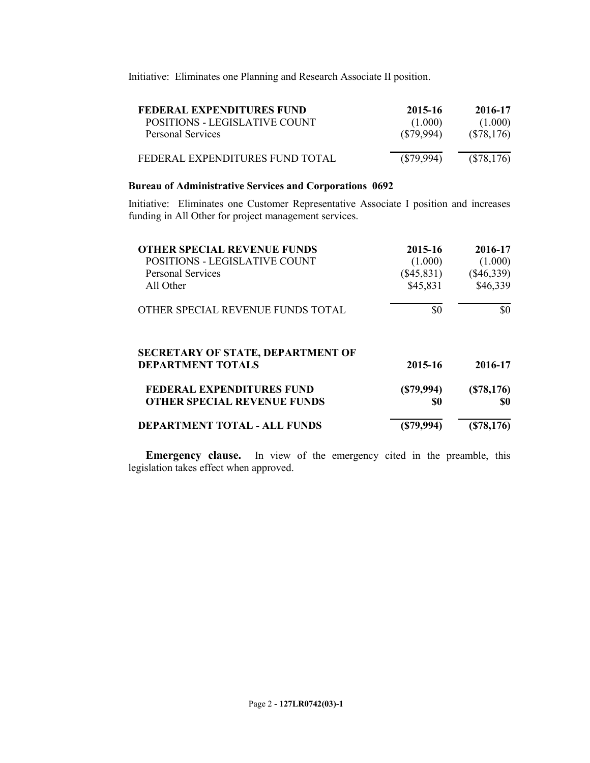Initiative: Eliminates one Planning and Research Associate II position.

| FEDERAL EXPENDITURES FUND | 2015-16 | 2016-17 |
|---|---|---|
| POSITIONS - LEGISLATIVE COUNT | (1.000) | (1.000) |
| Personal Services | ($79,994) | ($78,176) |
| FEDERAL EXPENDITURES FUND TOTAL | ($79,994) | ($78,176) |

**Bureau of Administrative Services and Corporations 0692**

Initiative: Eliminates one Customer Representative Associate I position and increases funding in All Other for project management services.

| OTHER SPECIAL REVENUE FUNDS | 2015-16 | 2016-17 |
|---|---|---|
| POSITIONS - LEGISLATIVE COUNT | (1.000) | (1.000) |
| Personal Services | ($45,831) | ($46,339) |
| All Other | $45,831 | $46,339 |
| OTHER SPECIAL REVENUE FUNDS TOTAL | $0 | $0 |

| **SECRETARY OF STATE, DEPARTMENT OF DEPARTMENT TOTALS** | **2015-16** | **2016-17** |
|---|---|---|
| **FEDERAL EXPENDITURES FUND** | **($79,994)** | **($78,176)** |
| **OTHER SPECIAL REVENUE FUNDS** | **$0** | **$0** |
| **DEPARTMENT TOTAL - ALL FUNDS** | **($79,994)** | **($78,176)** |

**Emergency clause.** In view of the emergency cited in the preamble, this legislation takes effect when approved.